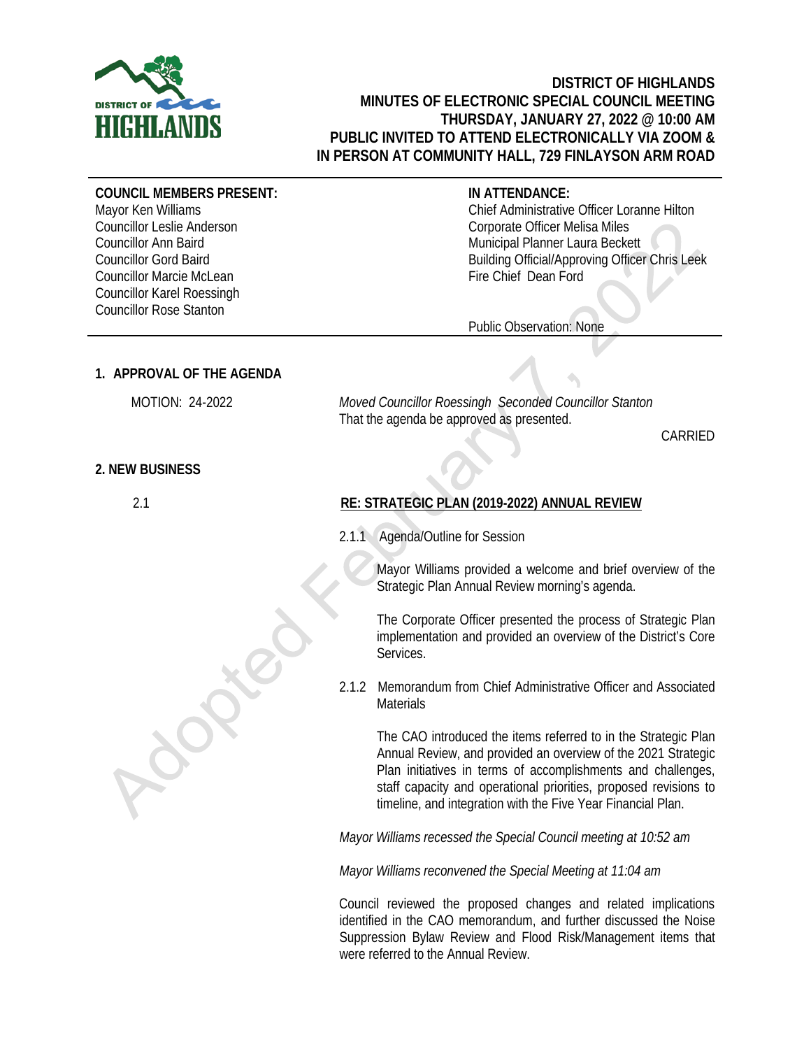# DISTRICT OF HIGHLANDS
## MINUTES OF ELECTRONIC SPECIAL COUNCIL MEETING
## THURSDAY, JANUARY 27, 2022 @ 10:00 AM
## PUBLIC INVITED TO ATTEND ELECTRONICALLY VIA ZOOM & IN PERSON AT COMMUNITY HALL, 729 FINLAYSON ARM ROAD

**COUNCIL MEMBERS PRESENT:**
Mayor Ken Williams
Councillor Leslie Anderson
Councillor Ann Baird
Councillor Gord Baird
Councillor Marcie McLean
Councillor Karel Roessingh
Councillor Rose Stanton

**IN ATTENDANCE:**
Chief Administrative Officer Loranne Hilton
Corporate Officer Melisa Miles
Municipal Planner Laura Beckett
Building Official/Approving Officer Chris Leek
Fire Chief Dean Ford

Public Observation: None

### 1. APPROVAL OF THE AGENDA

MOTION: 24-2022

*Moved Councillor Roessingh Seconded Councillor Stanton*
That the agenda be approved as presented.

CARRIED

### 2. NEW BUSINESS

2.1 **RE: STRATEGIC PLAN (2019-2022) ANNUAL REVIEW**

2.1.1 Agenda/Outline for Session

Mayor Williams provided a welcome and brief overview of the Strategic Plan Annual Review morning's agenda.

The Corporate Officer presented the process of Strategic Plan implementation and provided an overview of the District's Core Services.

2.1.2 Memorandum from Chief Administrative Officer and Associated Materials

The CAO introduced the items referred to in the Strategic Plan Annual Review, and provided an overview of the 2021 Strategic Plan initiatives in terms of accomplishments and challenges, staff capacity and operational priorities, proposed revisions to timeline, and integration with the Five Year Financial Plan.

*Mayor Williams recessed the Special Council meeting at 10:52 am*

*Mayor Williams reconvened the Special Meeting at 11:04 am*

Council reviewed the proposed changes and related implications identified in the CAO memorandum, and further discussed the Noise Suppression Bylaw Review and Flood Risk/Management items that were referred to the Annual Review.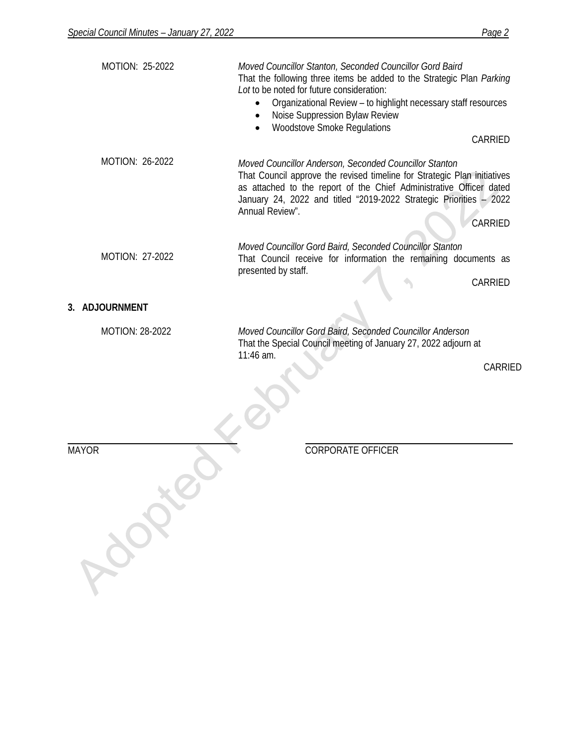MOTION: 25-2022

*Moved Councillor Stanton, Seconded Councillor Gord Baird*
That the following three items be added to the Strategic Plan *Parking Lot* to be noted for future consideration:

- Organizational Review – to highlight necessary staff resources
- Noise Suppression Bylaw Review
- Woodstove Smoke Regulations

CARRIED

MOTION: 26-2022

*Moved Councillor Anderson, Seconded Councillor Stanton*
That Council approve the revised timeline for Strategic Plan initiatives as attached to the report of the Chief Administrative Officer dated January 24, 2022 and titled "2019-2022 Strategic Priorities – 2022 Annual Review".

CARRIED

MOTION: 27-2022

*Moved Councillor Gord Baird, Seconded Councillor Stanton*
That Council receive for information the remaining documents as presented by staff.

CARRIED

## 3. ADJOURNMENT

MOTION: 28-2022

*Moved Councillor Gord Baird, Seconded Councillor Anderson*
That the Special Council meeting of January 27, 2022 adjourn at 11:46 am.

CARRIED

MAYOR

CORPORATE OFFICER

Adopted February 7, 2022